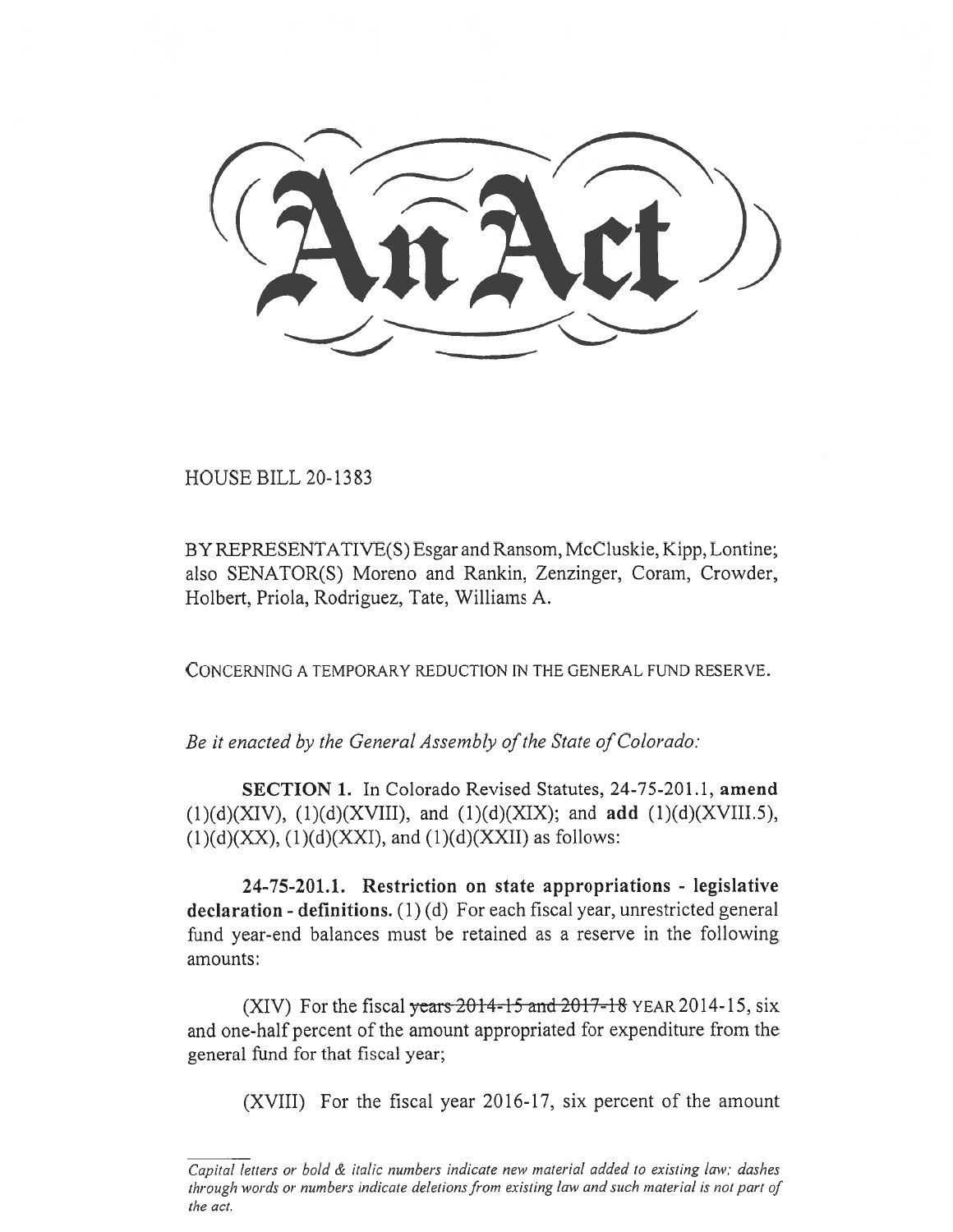# An Act

HOUSE BILL 20-1383

BY REPRESENTATIVE(S) Esgar and Ransom, McCluskie, Kipp, Lontine; also SENATOR(S) Moreno and Rankin, Zenzinger, Coram, Crowder, Holbert, Priola, Rodriguez, Tate, Williams A.

CONCERNING A TEMPORARY REDUCTION IN THE GENERAL FUND RESERVE.

*Be it enacted by the General Assembly of the State of Colorado:*

**SECTION 1.** In Colorado Revised Statutes, 24-75-201.1, **amend** (1)(d)(XIV), (1)(d)(XVIII), and (1)(d)(XIX); and **add** (1)(d)(XVIII.5), (1)(d)(XX), (1)(d)(XXI), and (1)(d)(XXII) as follows:

**24-75-201.1. Restriction on state appropriations - legislative declaration - definitions.** (1) (d) For each fiscal year, unrestricted general fund year-end balances must be retained as a reserve in the following amounts:

(XIV) For the fiscal ~~years 2014-15 and 2017-18~~ YEAR 2014-15, six and one-half percent of the amount appropriated for expenditure from the general fund for that fiscal year;

(XVIII) For the fiscal year 2016-17, six percent of the amount

*Capital letters or bold & italic numbers indicate new material added to existing law; dashes through words or numbers indicate deletions from existing law and such material is not part of the act.*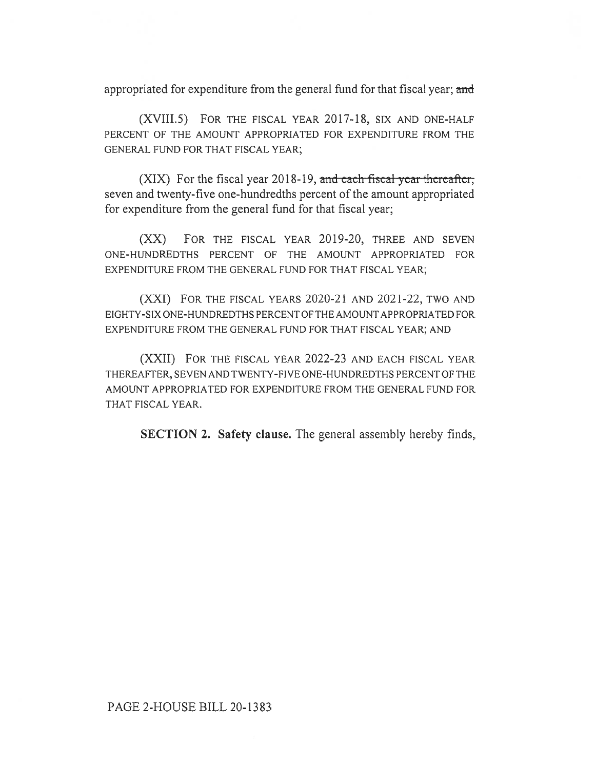appropriated for expenditure from the general fund for that fiscal year; ~~and~~

(XVIII.5) FOR THE FISCAL YEAR 2017-18, SIX AND ONE-HALF PERCENT OF THE AMOUNT APPROPRIATED FOR EXPENDITURE FROM THE GENERAL FUND FOR THAT FISCAL YEAR;

(XIX) For the fiscal year 2018-19, ~~and each fiscal year thereafter,~~ seven and twenty-five one-hundredths percent of the amount appropriated for expenditure from the general fund for that fiscal year;

(XX) FOR THE FISCAL YEAR 2019-20, THREE AND SEVEN ONE-HUNDREDTHS PERCENT OF THE AMOUNT APPROPRIATED FOR EXPENDITURE FROM THE GENERAL FUND FOR THAT FISCAL YEAR;

(XXI) FOR THE FISCAL YEARS 2020-21 AND 2021-22, TWO AND EIGHTY-SIX ONE-HUNDREDTHS PERCENT OF THE AMOUNT APPROPRIATED FOR EXPENDITURE FROM THE GENERAL FUND FOR THAT FISCAL YEAR; AND

(XXII) FOR THE FISCAL YEAR 2022-23 AND EACH FISCAL YEAR THEREAFTER, SEVEN AND TWENTY-FIVE ONE-HUNDREDTHS PERCENT OF THE AMOUNT APPROPRIATED FOR EXPENDITURE FROM THE GENERAL FUND FOR THAT FISCAL YEAR.

**SECTION 2. Safety clause.** The general assembly hereby finds,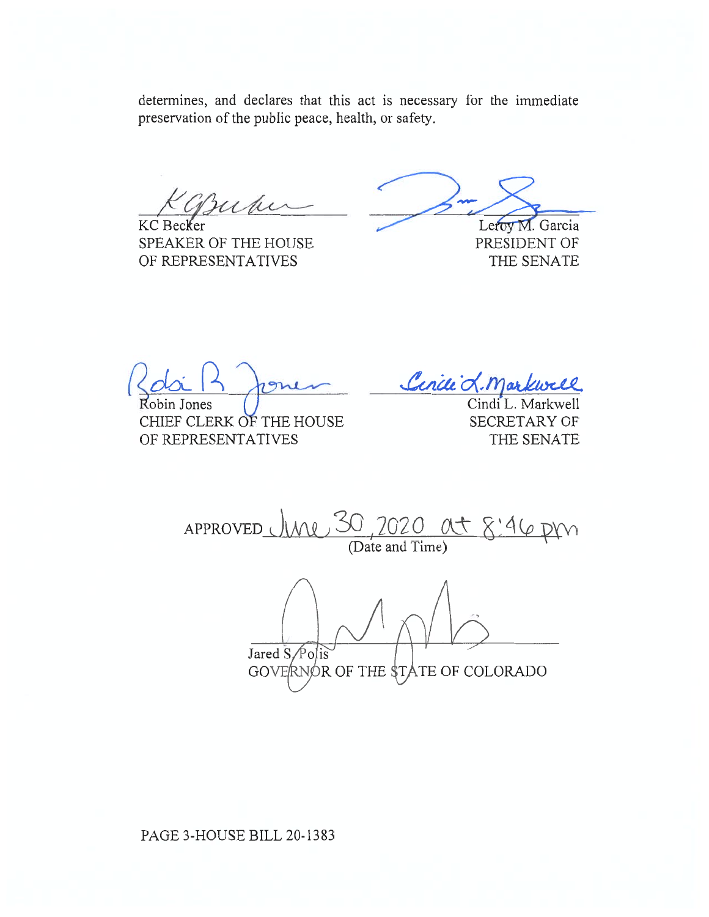determines, and declares that this act is necessary for the immediate preservation of the public peace, health, or safety.

KC Becker
SPEAKER OF THE HOUSE
OF REPRESENTATIVES

Leroy M. Garcia
PRESIDENT OF
THE SENATE

Robin Jones
CHIEF CLERK OF THE HOUSE
OF REPRESENTATIVES

Cindi L. Markwell
SECRETARY OF
THE SENATE

APPROVED June 30, 2020 at 8:46 pm
(Date and Time)

Jared S. Polis
GOVERNOR OF THE STATE OF COLORADO

PAGE 3-HOUSE BILL 20-1383